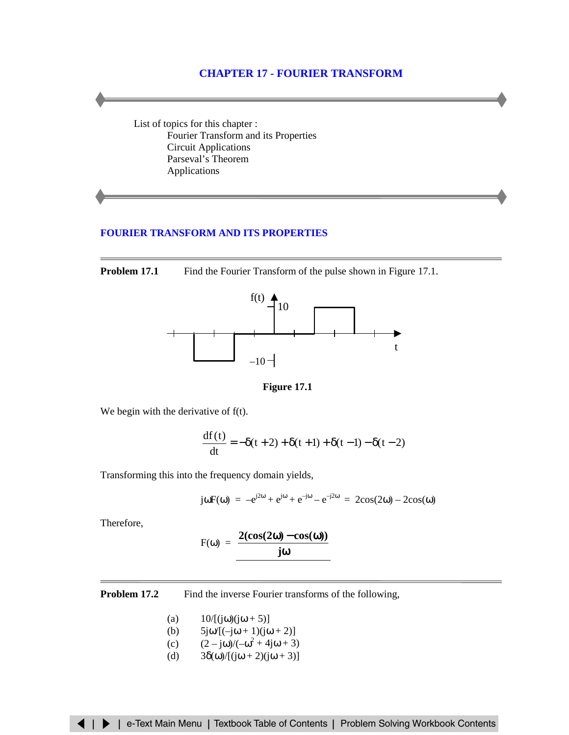# CHAPTER 17 - FOURIER TRANSFORM

List of topics for this chapter :

- Fourier Transform and its Properties
- Circuit Applications
- Parseval's Theorem
- Applications

## FOURIER TRANSFORM AND ITS PROPERTIES

**Problem 17.1** Find the Fourier Transform of the pulse shown in Figure 17.1.

**Figure 17.1**

We begin with the derivative of f(t).

$$\frac{df(t)}{dt} = -\delta(t+2) + \delta(t+1) + \delta(t-1) - \delta(t-2)$$

Transforming this into the frequency domain yields,

$$j\omega F(\omega) = -e^{j2\omega} + e^{j\omega} + e^{-j\omega} - e^{-j2\omega} = 2\cos(2\omega) - 2\cos(\omega)$$

Therefore,

$$F(\omega) = \frac{\mathbf{2(\cos(2\omega) - \cos(\omega))}}{\mathbf{j\omega}}$$

**Problem 17.2** Find the inverse Fourier transforms of the following,

(a) $10/[(j\omega)(j\omega + 5)]$

(b) $5j\omega/[(-j\omega + 1)(j\omega + 2)]$

(c) $(2 - j\omega)/(-\omega^2 + 4j\omega + 3)$

(d) $3\delta(\omega)/[(j\omega + 2)(j\omega + 3)]$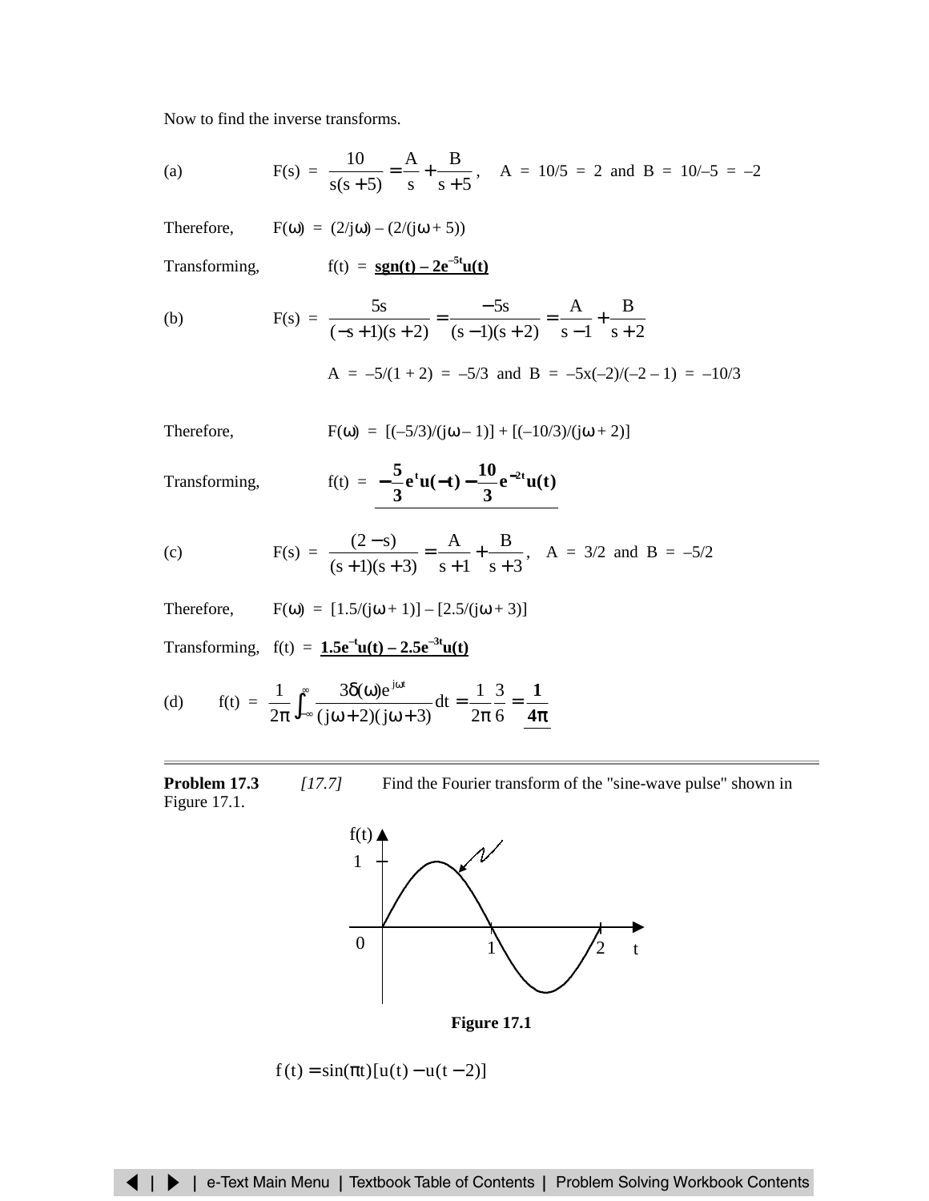Now to find the inverse transforms.

(a) $\quad F(s) = \dfrac{10}{s(s+5)} = \dfrac{A}{s} + \dfrac{B}{s+5}$, $\quad A = 10/5 = 2$ and $B = 10/–5 = –2$

Therefore, $\quad F(\omega) = (2/j\omega) – (2/(j\omega + 5))$

Transforming, $\quad f(t) =$ **$\text{sgn}(t) – 2e^{–5t}u(t)$**

(b) $\quad F(s) = \dfrac{5s}{(-s+1)(s+2)} = \dfrac{-5s}{(s-1)(s+2)} = \dfrac{A}{s-1} + \dfrac{B}{s+2}$

$A = –5/(1 + 2) = –5/3$ and $B = –5x(–2)/(–2 – 1) = –10/3$

Therefore, $\quad F(\omega) = [(–5/3)/(j\omega – 1)] + [(–10/3)/(j\omega + 2)]$

Transforming, $\quad f(t) = \mathbf{-\dfrac{5}{3}e^{t}u(-t) - \dfrac{10}{3}e^{-2t}u(t)}$

(c) $\quad F(s) = \dfrac{(2-s)}{(s+1)(s+3)} = \dfrac{A}{s+1} + \dfrac{B}{s+3}$, $\quad A = 3/2$ and $B = –5/2$

Therefore, $\quad F(\omega) = [1.5/(j\omega + 1)] – [2.5/(j\omega + 3)]$

Transforming, $\quad f(t) =$ **$1.5e^{–t}u(t) – 2.5e^{–3t}u(t)$**

(d) $\quad f(t) = \dfrac{1}{2\pi}\displaystyle\int_{-\infty}^{\infty} \dfrac{3\delta(\omega)e^{j\omega t}}{(j\omega+2)(j\omega+3)}\,dt = \dfrac{1}{2\pi}\dfrac{3}{6} = \mathbf{\dfrac{1}{4\pi}}$

---

**Problem 17.3** *[17.7]* Find the Fourier transform of the "sine-wave pulse" shown in Figure 17.1.

**Figure 17.1**

$$f(t) = \sin(\pi t)[u(t) - u(t-2)]$$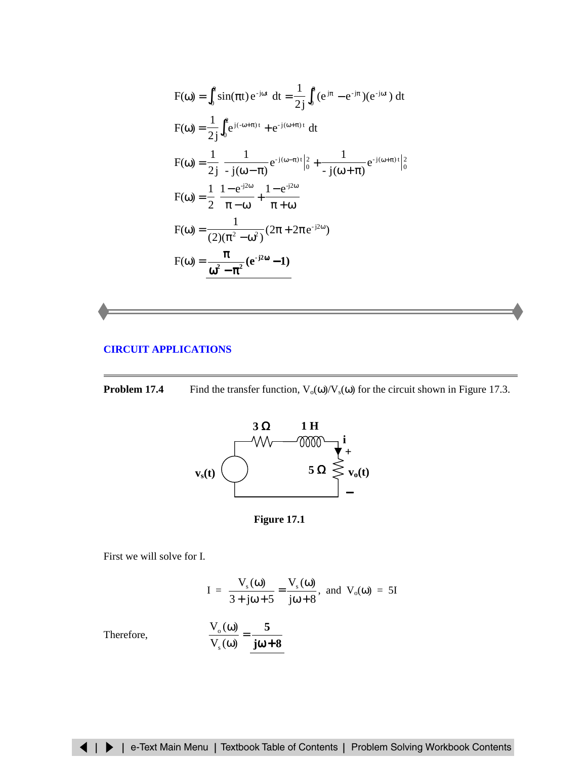$$F(\omega) = \int_0^2 \sin(\pi t)\, e^{-j\omega t}\, dt = \frac{1}{2j} \int_0^2 (e^{j\pi} - e^{-j\pi})(e^{-j\omega t})\, dt$$

$$F(\omega) = \frac{1}{2j} \int_0^2 e^{j(-\omega+\pi)t} + e^{-j(\omega+\pi)t}\, dt$$

$$F(\omega) = \frac{1}{2j} \frac{1}{-j(\omega-\pi)} e^{-j(\omega-\pi)t}\Big|_0^2 + \frac{1}{-j(\omega+\pi)} e^{-j(\omega+\pi)t}\Big|_0^2$$

$$F(\omega) = \frac{1}{2} \frac{1-e^{-j2\omega}}{\pi-\omega} + \frac{1-e^{-j2\omega}}{\pi+\omega}$$

$$F(\omega) = \frac{1}{(2)(\pi^2-\omega^2)}(2\pi + 2\pi e^{-j2\omega})$$

$$\mathbf{F(\omega) = \frac{\pi}{\omega^2 - \pi^2}(e^{-j2\omega} - 1)}$$

## CIRCUIT APPLICATIONS

**Problem 17.4** Find the transfer function, $V_o(\omega)/V_s(\omega)$ for the circuit shown in Figure 17.3.

**Figure 17.1**

First we will solve for I.

$$I = \frac{V_s(\omega)}{3 + j\omega + 5} = \frac{V_s(\omega)}{j\omega + 8}, \text{ and } V_o(\omega) = 5I$$

Therefore,

$$\frac{V_o(\omega)}{V_s(\omega)} = \mathbf{\frac{5}{j\omega + 8}}$$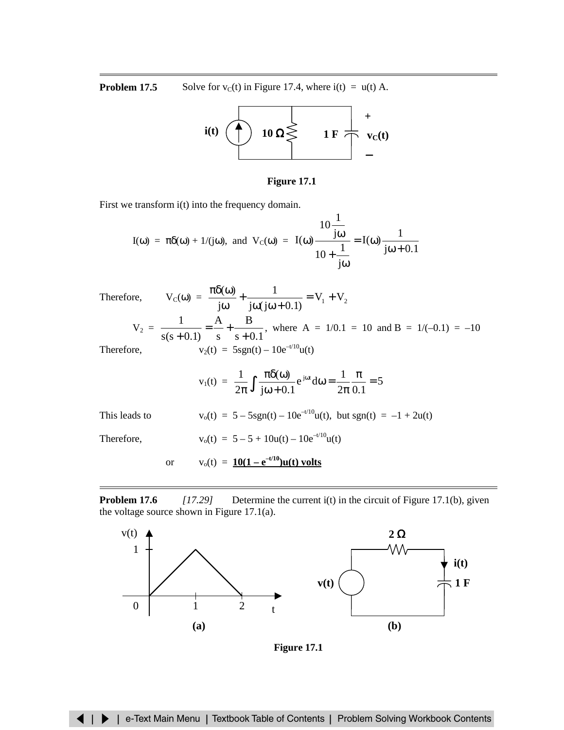**Problem 17.5** Solve for $v_C(t)$ in Figure 17.4, where $i(t) = u(t)$ A.

Figure 17.1

First we transform i(t) into the frequency domain.

$$I(\omega) = \pi\delta(\omega) + 1/(j\omega), \text{ and } V_C(\omega) = I(\omega)\frac{10\frac{1}{j\omega}}{10+\frac{1}{j\omega}} = I(\omega)\frac{1}{j\omega+0.1}$$

Therefore, $$V_C(\omega) = \frac{\pi\delta(\omega)}{j\omega} + \frac{1}{j\omega(j\omega+0.1)} = V_1 + V_2$$

$$V_2 = \frac{1}{s(s+0.1)} = \frac{A}{s} + \frac{B}{s+0.1}, \text{ where } A = 1/0.1 = 10 \text{ and } B = 1/(-0.1) = -10$$

Therefore, $$v_2(t) = 5\text{sgn}(t) - 10e^{-t/10}u(t)$$

$$v_1(t) = \frac{1}{2\pi}\int \frac{\pi\delta(\omega)}{j\omega+0.1}e^{j\omega t}d\omega = \frac{1}{2\pi}\frac{\pi}{0.1} = 5$$

This leads to $$v_o(t) = 5 - 5\text{sgn}(t) - 10e^{-t/10}u(t), \text{ but sgn}(t) = -1 + 2u(t)$$

Therefore, $$v_o(t) = 5 - 5 + 10u(t) - 10e^{-t/10}u(t)$$

or $$v_o(t) = \mathbf{10(1 - e^{-t/10})u(t) \text{ volts}}$$

---

**Problem 17.6** *[17.29]* Determine the current i(t) in the circuit of Figure 17.1(b), given the voltage source shown in Figure 17.1(a).

Figure 17.1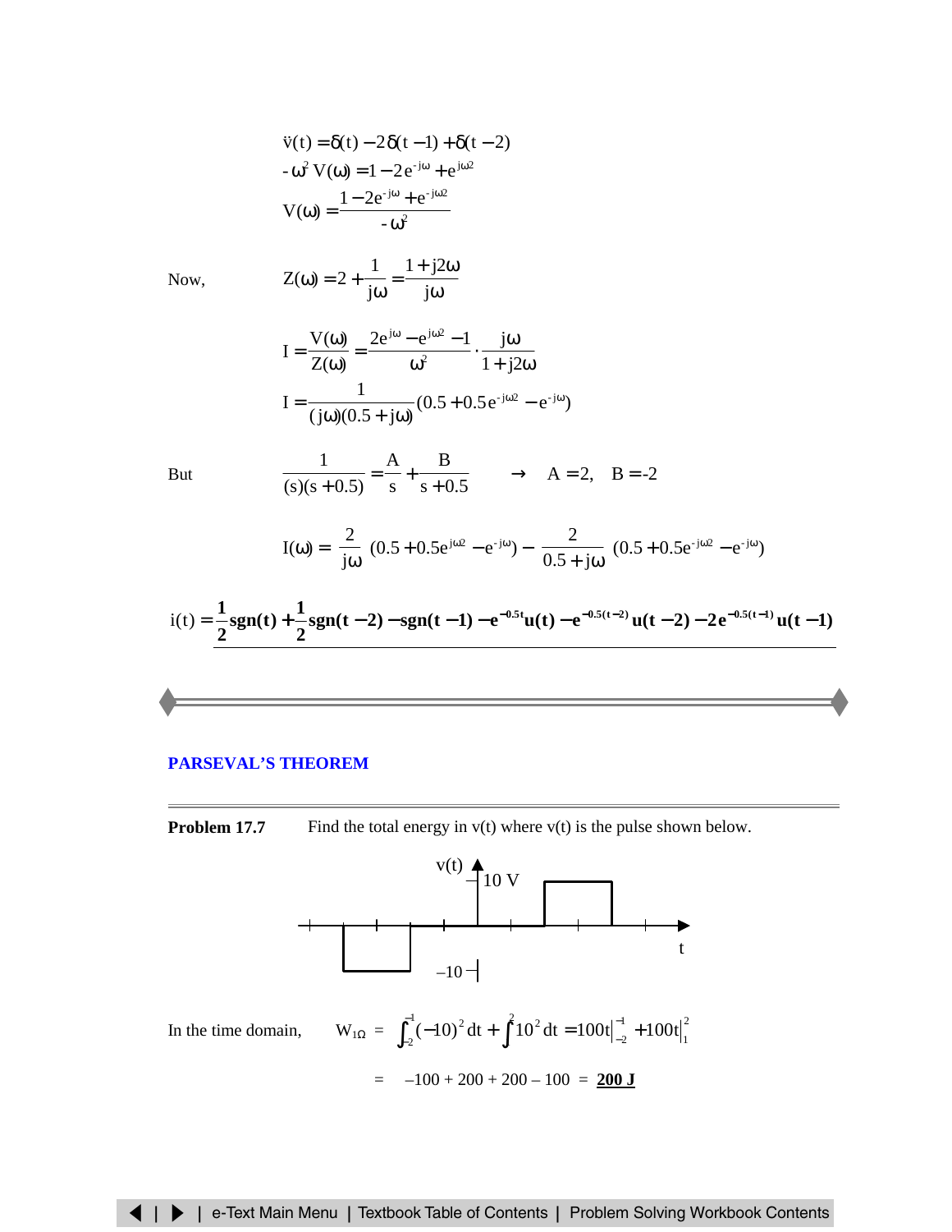$$\ddot{v}(t) = \delta(t) - 2\delta(t-1) + \delta(t-2)$$

$$-\omega^2 V(\omega) = 1 - 2e^{-j\omega} + e^{j\omega 2}$$

$$V(\omega) = \frac{1 - 2e^{-j\omega} + e^{-j\omega 2}}{-\omega^2}$$

Now,
$$Z(\omega) = 2 + \frac{1}{j\omega} = \frac{1 + j2\omega}{j\omega}$$

$$I = \frac{V(\omega)}{Z(\omega)} = \frac{2e^{j\omega} - e^{j\omega 2} - 1}{\omega^2} \cdot \frac{j\omega}{1 + j2\omega}$$

$$I = \frac{1}{(j\omega)(0.5 + j\omega)}(0.5 + 0.5e^{-j\omega 2} - e^{-j\omega})$$

But
$$\frac{1}{(s)(s+0.5)} = \frac{A}{s} + \frac{B}{s+0.5} \quad \rightarrow \quad A = 2, \quad B = -2$$

$$I(\omega) = \frac{2}{j\omega}(0.5 + 0.5e^{j\omega 2} - e^{-j\omega}) - \frac{2}{0.5 + j\omega}(0.5 + 0.5e^{-j\omega 2} - e^{-j\omega})$$

$$i(t) = \underline{\mathbf{\frac{1}{2}sgn(t) + \frac{1}{2}sgn(t-2) - sgn(t-1) - e^{-0.5t}u(t) - e^{-0.5(t-2)}u(t-2) - 2e^{-0.5(t-1)}u(t-1)}}$$

---

## PARSEVAL'S THEOREM

---

**Problem 17.7** Find the total energy in v(t) where v(t) is the pulse shown below.

(Figure: v(t) versus t; pulse of –10 V from t = –2 to t = –1 and 10 V from t = 1 to t = 2.)

In the time domain,
$$W_{1\Omega} = \int_{-2}^{-1}(-10)^2\,dt + \int_{1}^{2}10^2\,dt = 100t\Big|_{-2}^{-1} + 100t\Big|_{1}^{2}$$

$$= -100 + 200 + 200 - 100 = \underline{\mathbf{200\ J}}$$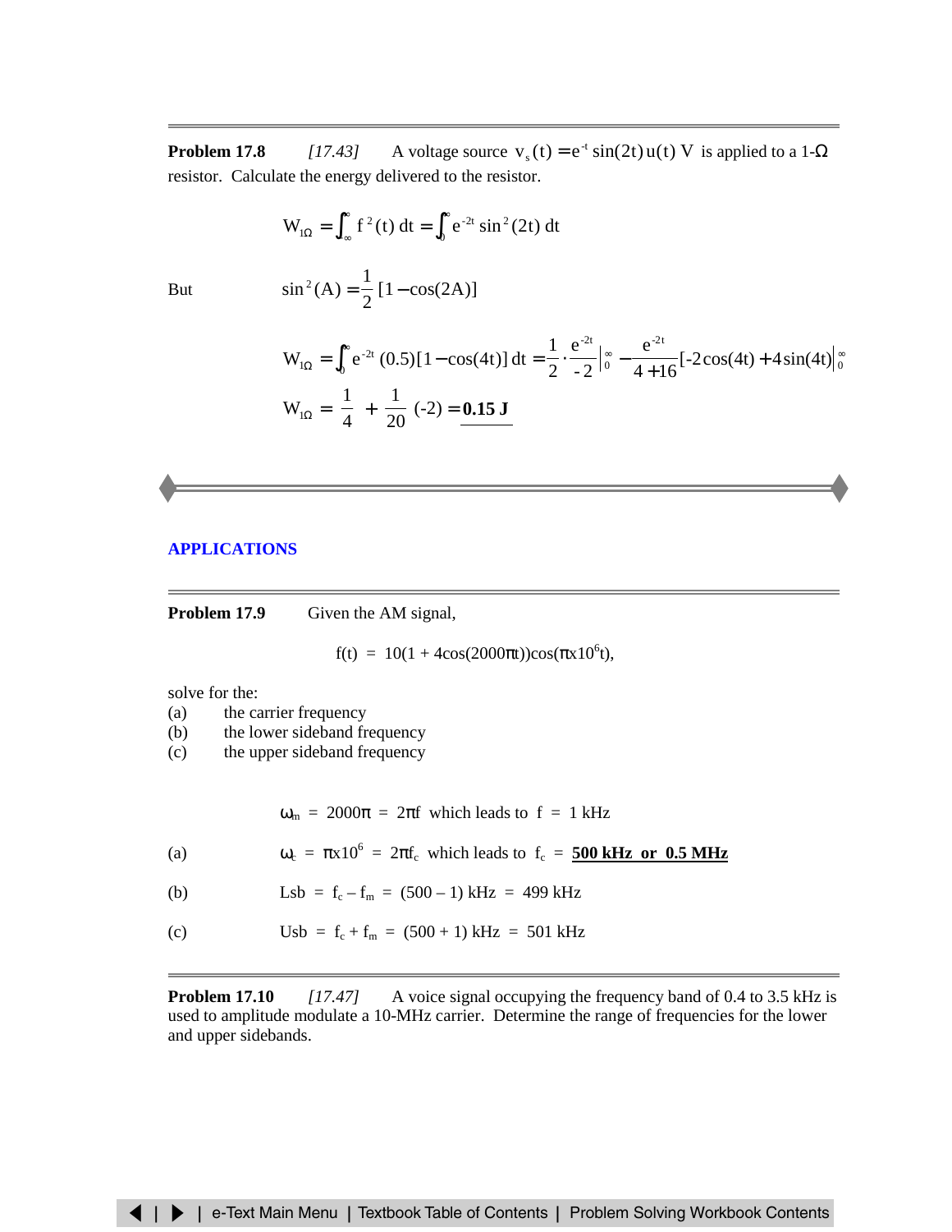**Problem 17.8** *[17.43]* A voltage source $v_s(t) = e^{-t}\sin(2t)u(t)$ V is applied to a 1-Ω resistor. Calculate the energy delivered to the resistor.

$$W_{1\Omega} = \int_{-\infty}^{\infty} f^2(t)\,dt = \int_0^{\infty} e^{-2t}\sin^2(2t)\,dt$$

But $$\sin^2(A) = \frac{1}{2}[1 - \cos(2A)]$$

$$W_{1\Omega} = \int_0^{\infty} e^{-2t}(0.5)[1 - \cos(4t)]\,dt = \frac{1}{2}\cdot\frac{e^{-2t}}{-2}\Big|_0^{\infty} - \frac{e^{-2t}}{4+16}[-2\cos(4t) + 4\sin(4t)\Big|_0^{\infty}$$

$$W_{1\Omega} = \frac{1}{4} + \frac{1}{20}(-2) = \underline{\mathbf{0.15\ J}}$$

## APPLICATIONS

**Problem 17.9** Given the AM signal,

$$f(t) = 10(1 + 4\cos(2000\pi t))\cos(\pi \text{x} 10^6 t),$$

solve for the:

(a) the carrier frequency
(b) the lower sideband frequency
(c) the upper sideband frequency

$\omega_m = 2000\pi = 2\pi f$ which leads to $f = 1$ kHz

(a) $\omega_c = \pi \text{x} 10^6 = 2\pi f_c$ which leads to $f_c$ = **500 kHz or 0.5 MHz**

(b) Lsb = $f_c - f_m$ = (500 – 1) kHz = 499 kHz

(c) Usb = $f_c + f_m$ = (500 + 1) kHz = 501 kHz

**Problem 17.10** *[17.47]* A voice signal occupying the frequency band of 0.4 to 3.5 kHz is used to amplitude modulate a 10-MHz carrier. Determine the range of frequencies for the lower and upper sidebands.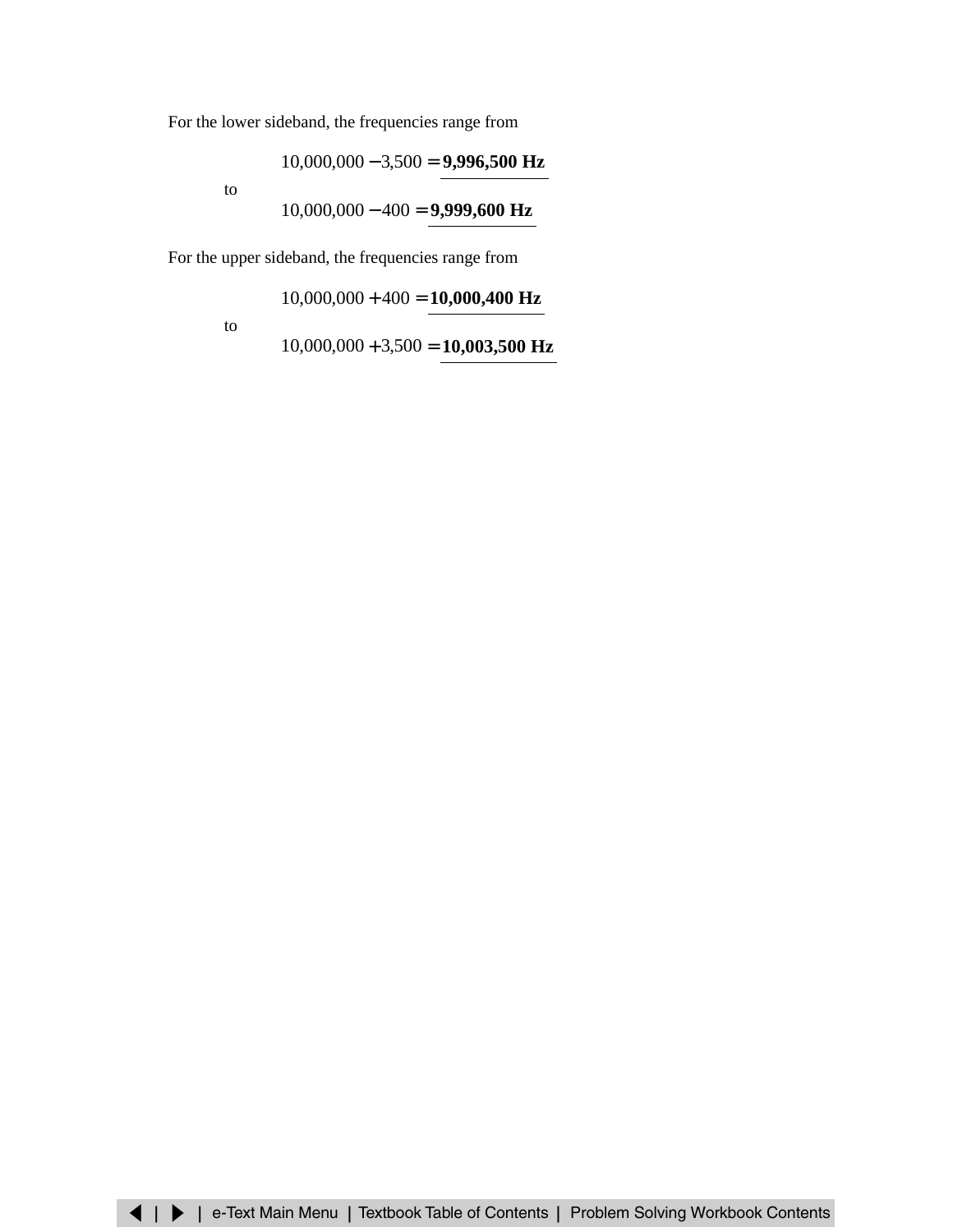For the lower sideband, the frequencies range from

$$10{,}000{,}000 - 3{,}500 = \underline{\mathbf{9{,}996{,}500\ Hz}}$$

to

$$10{,}000{,}000 - 400 = \underline{\mathbf{9{,}999{,}600\ Hz}}$$

For the upper sideband, the frequencies range from

$$10{,}000{,}000 + 400 = \underline{\mathbf{10{,}000{,}400\ Hz}}$$

to

$$10{,}000{,}000 + 3{,}500 = \underline{\mathbf{10{,}003{,}500\ Hz}}$$